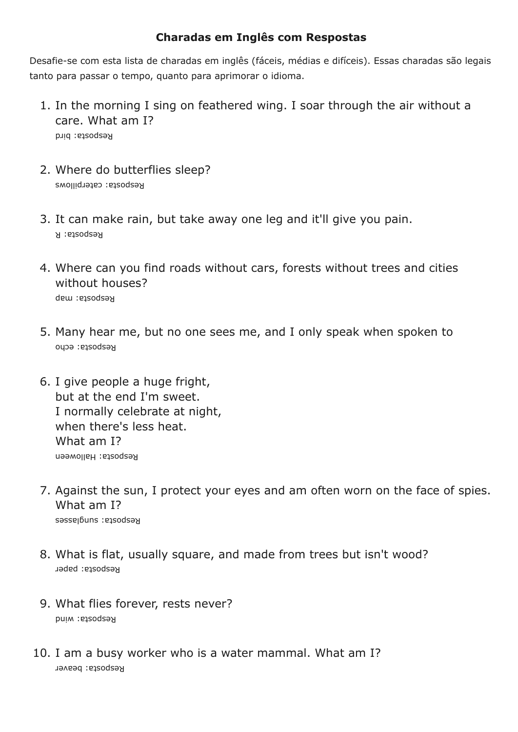# Charadas em Inglês com Respostas

Desafie-se com esta lista de charadas em inglês (fáceis, médias e difíceis). Essas charadas são legais tanto para passar o tempo, quanto para aprimorar o idioma.

1. In the morning I sing on feathered wing. I soar through the air without a care. What am I?
   Resposta: bird

2. Where do butterflies sleep?
   Resposta: caterpillows

3. It can make rain, but take away one leg and it'll give you pain.
   Resposta: R

4. Where can you find roads without cars, forests without trees and cities without houses?
   Resposta: map

5. Many hear me, but no one sees me, and I only speak when spoken to
   Resposta: echo

6. I give people a huge fright,
   but at the end I'm sweet.
   I normally celebrate at night,
   when there's less heat.
   What am I?
   Resposta: Halloween

7. Against the sun, I protect your eyes and am often worn on the face of spies. What am I?
   Resposta: sunglasses

8. What is flat, usually square, and made from trees but isn't wood?
   Resposta: paper

9. What flies forever, rests never?
   Resposta: wind

10. I am a busy worker who is a water mammal. What am I?
    Resposta: beaver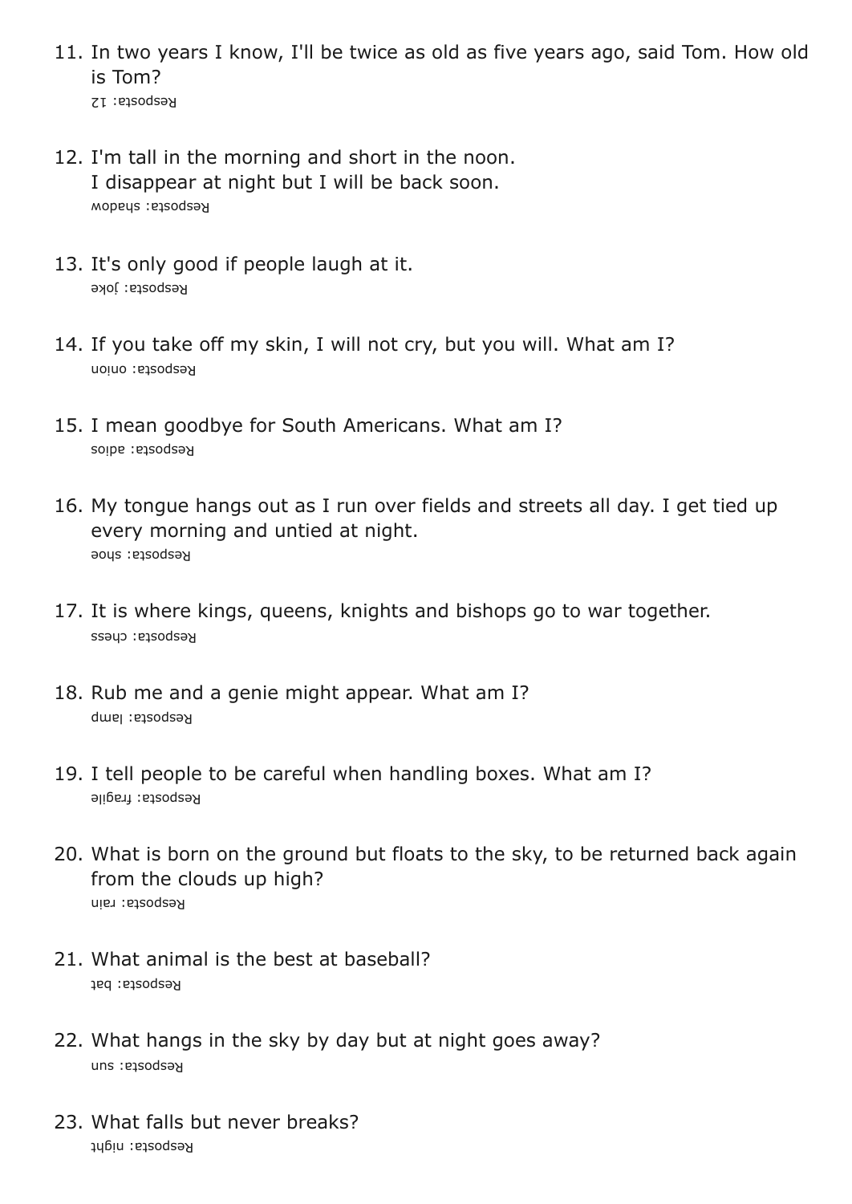11. In two years I know, I'll be twice as old as five years ago, said Tom. How old is Tom?
    Resposta: 12

12. I'm tall in the morning and short in the noon.
    I disappear at night but I will be back soon.
    Resposta: shadow

13. It's only good if people laugh at it.
    Resposta: joke

14. If you take off my skin, I will not cry, but you will. What am I?
    Resposta: onion

15. I mean goodbye for South Americans. What am I?
    Resposta: adios

16. My tongue hangs out as I run over fields and streets all day. I get tied up every morning and untied at night.
    Resposta: shoe

17. It is where kings, queens, knights and bishops go to war together.
    Resposta: chess

18. Rub me and a genie might appear. What am I?
    Resposta: lamp

19. I tell people to be careful when handling boxes. What am I?
    Resposta: fragile

20. What is born on the ground but floats to the sky, to be returned back again from the clouds up high?
    Resposta: rain

21. What animal is the best at baseball?
    Resposta: bat

22. What hangs in the sky by day but at night goes away?
    Resposta: sun

23. What falls but never breaks?
    Resposta: night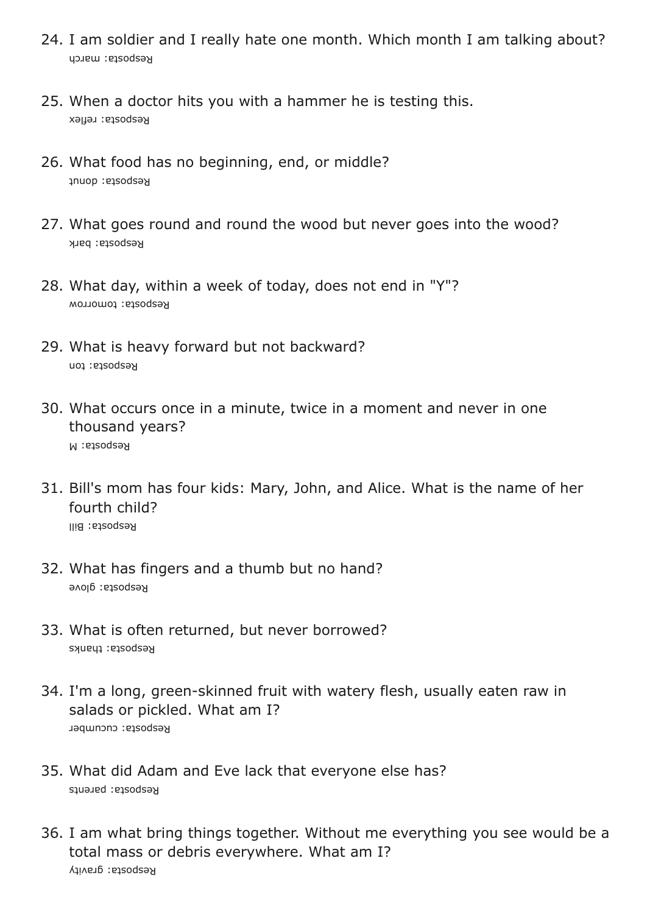24. I am soldier and I really hate one month. Which month I am talking about?
    Resposta: march

25. When a doctor hits you with a hammer he is testing this.
    Resposta: reflex

26. What food has no beginning, end, or middle?
    Resposta: donut

27. What goes round and round the wood but never goes into the wood?
    Resposta: bark

28. What day, within a week of today, does not end in "Y"?
    Resposta: tomorrow

29. What is heavy forward but not backward?
    Resposta: ton

30. What occurs once in a minute, twice in a moment and never in one thousand years?
    Resposta: M

31. Bill's mom has four kids: Mary, John, and Alice. What is the name of her fourth child?
    Resposta: Bill

32. What has fingers and a thumb but no hand?
    Resposta: glove

33. What is often returned, but never borrowed?
    Resposta: thanks

34. I'm a long, green-skinned fruit with watery flesh, usually eaten raw in salads or pickled. What am I?
    Resposta: cucumber

35. What did Adam and Eve lack that everyone else has?
    Resposta: parents

36. I am what bring things together. Without me everything you see would be a total mass or debris everywhere. What am I?
    Resposta: gravity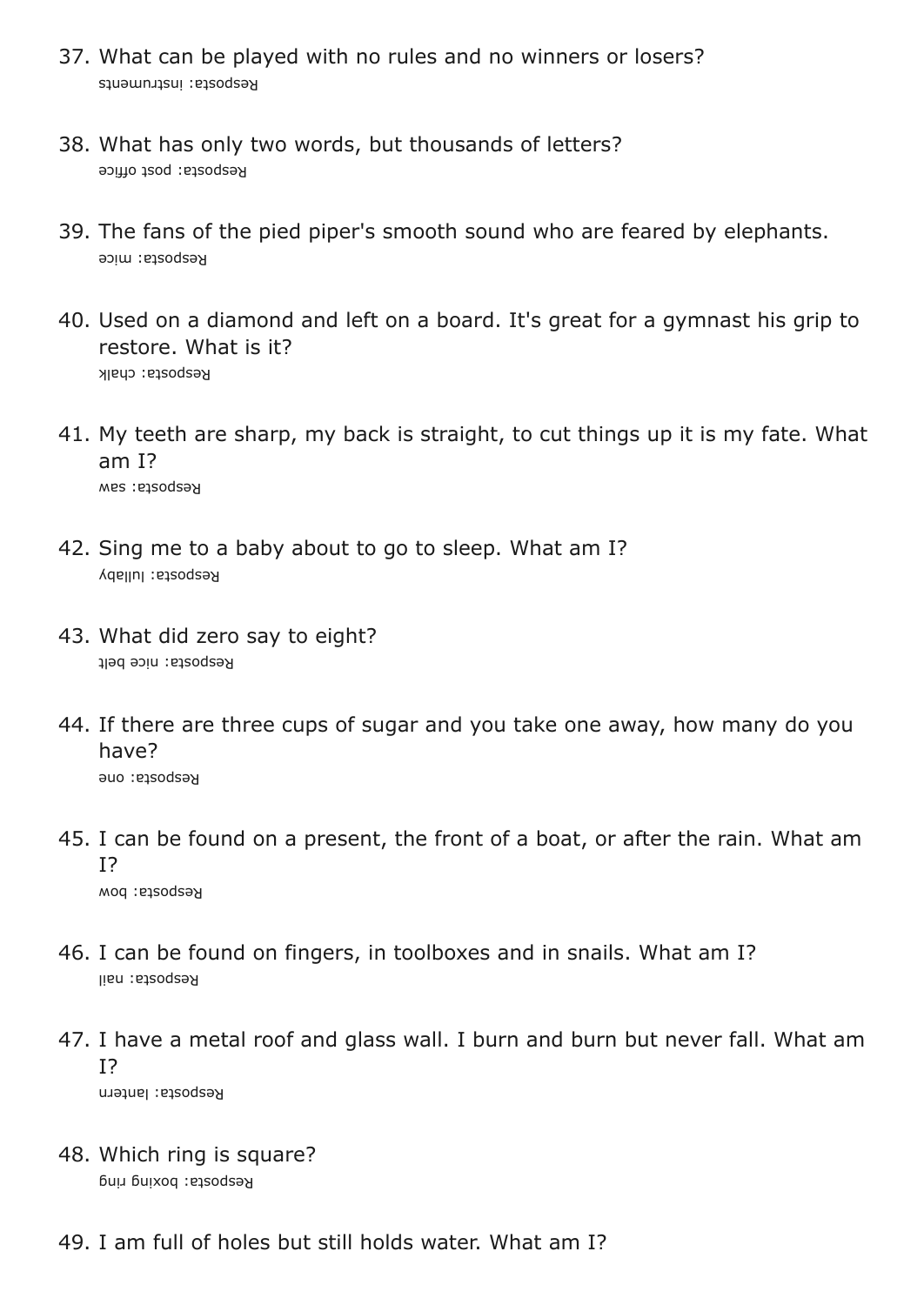37. What can be played with no rules and no winners or losers?
    Resposta: instruments

38. What has only two words, but thousands of letters?
    Resposta: post office

39. The fans of the pied piper's smooth sound who are feared by elephants.
    Resposta: mice

40. Used on a diamond and left on a board. It's great for a gymnast his grip to restore. What is it?
    Resposta: chalk

41. My teeth are sharp, my back is straight, to cut things up it is my fate. What am I?
    Resposta: saw

42. Sing me to a baby about to go to sleep. What am I?
    Resposta: lullaby

43. What did zero say to eight?
    Resposta: nice belt

44. If there are three cups of sugar and you take one away, how many do you have?
    Resposta: one

45. I can be found on a present, the front of a boat, or after the rain. What am I?
    Resposta: bow

46. I can be found on fingers, in toolboxes and in snails. What am I?
    Resposta: nail

47. I have a metal roof and glass wall. I burn and burn but never fall. What am I?
    Resposta: lantern

48. Which ring is square?
    Resposta: boxing ring

49. I am full of holes but still holds water. What am I?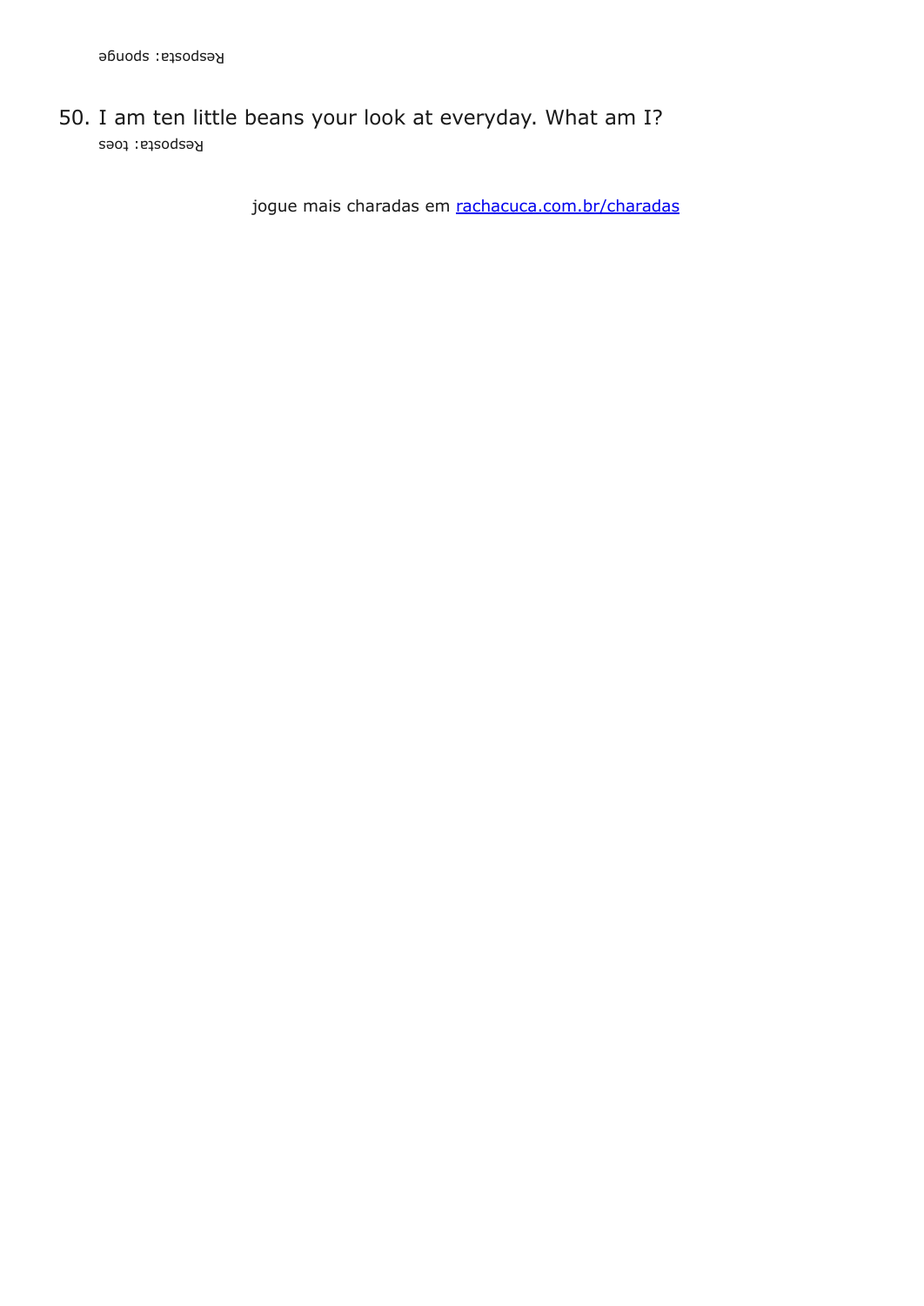Resposta: sponge

50. I am ten little beans your look at everyday. What am I?

Resposta: toes

jogue mais charadas em [rachacuca.com.br/charadas](rachacuca.com.br/charadas)